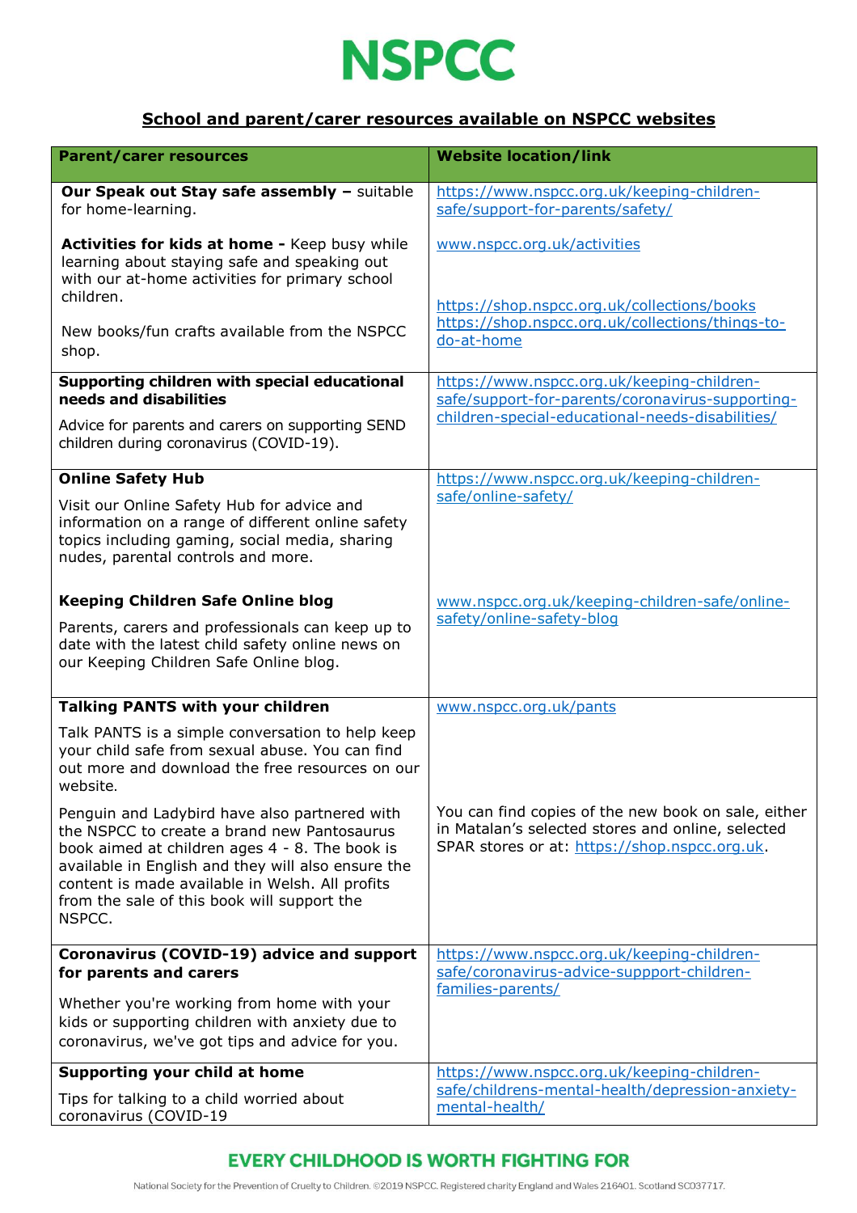# NSPCC

## School and parent/carer resources available on NSPCC websites

| Parent/carer resources | Website location/link |
| --- | --- |
| **Our Speak out Stay safe assembly –** suitable for home-learning.<br><br>**Activities for kids at home -** Keep busy while learning about staying safe and speaking out with our at-home activities for primary school children.<br><br>New books/fun crafts available from the NSPCC shop. | https://www.nspcc.org.uk/keeping-children-safe/support-for-parents/safety/<br><br>www.nspcc.org.uk/activities<br><br>https://shop.nspcc.org.uk/collections/books<br>https://shop.nspcc.org.uk/collections/things-to-do-at-home |
| **Supporting children with special educational needs and disabilities**<br><br>Advice for parents and carers on supporting SEND children during coronavirus (COVID-19). | https://www.nspcc.org.uk/keeping-children-safe/support-for-parents/coronavirus-supporting-children-special-educational-needs-disabilities/ |
| **Online Safety Hub**<br><br>Visit our Online Safety Hub for advice and information on a range of different online safety topics including gaming, social media, sharing nudes, parental controls and more.<br><br>**Keeping Children Safe Online blog**<br><br>Parents, carers and professionals can keep up to date with the latest child safety online news on our Keeping Children Safe Online blog. | https://www.nspcc.org.uk/keeping-children-safe/online-safety/<br><br>www.nspcc.org.uk/keeping-children-safe/online-safety/online-safety-blog |
| **Talking PANTS with your children**<br><br>Talk PANTS is a simple conversation to help keep your child safe from sexual abuse. You can find out more and download the free resources on our website.<br><br>Penguin and Ladybird have also partnered with the NSPCC to create a brand new Pantosaurus book aimed at children ages 4 - 8. The book is available in English and they will also ensure the content is made available in Welsh. All profits from the sale of this book will support the NSPCC. | www.nspcc.org.uk/pants<br><br>You can find copies of the new book on sale, either in Matalan's selected stores and online, selected SPAR stores or at: https://shop.nspcc.org.uk. |
| **Coronavirus (COVID-19) advice and support for parents and carers**<br><br>Whether you're working from home with your kids or supporting children with anxiety due to coronavirus, we've got tips and advice for you. | https://www.nspcc.org.uk/keeping-children-safe/coronavirus-advice-suppport-children-families-parents/ |
| **Supporting your child at home**<br><br>Tips for talking to a child worried about coronavirus (COVID-19 | https://www.nspcc.org.uk/keeping-children-safe/childrens-mental-health/depression-anxiety-mental-health/ |

**EVERY CHILDHOOD IS WORTH FIGHTING FOR**

National Society for the Prevention of Cruelty to Children. ©2019 NSPCC. Registered charity England and Wales 216401. Scotland SC037717.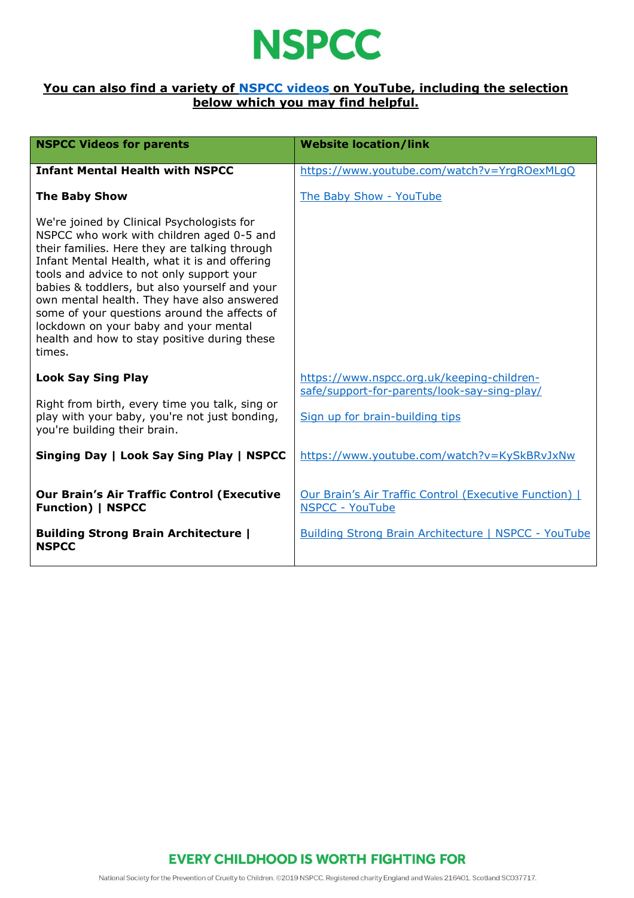# NSPCC

**You can also find a variety of NSPCC videos on YouTube, including the selection below which you may find helpful.**

| NSPCC Videos for parents | Website location/link |
|---|---|
| **Infant Mental Health with NSPCC** | https://www.youtube.com/watch?v=YrgROexMLgQ |
| **The Baby Show**<br><br>We're joined by Clinical Psychologists for NSPCC who work with children aged 0-5 and their families. Here they are talking through Infant Mental Health, what it is and offering tools and advice to not only support your babies & toddlers, but also yourself and your own mental health. They have also answered some of your questions around the affects of lockdown on your baby and your mental health and how to stay positive during these times. | The Baby Show - YouTube |
| **Look Say Sing Play**<br><br>Right from birth, every time you talk, sing or play with your baby, you're not just bonding, you're building their brain. | https://www.nspcc.org.uk/keeping-children-safe/support-for-parents/look-say-sing-play/<br><br>Sign up for brain-building tips |
| **Singing Day \| Look Say Sing Play \| NSPCC** | https://www.youtube.com/watch?v=KySkBRvJxNw |
| **Our Brain's Air Traffic Control (Executive Function) \| NSPCC** | Our Brain's Air Traffic Control (Executive Function) \| NSPCC - YouTube |
| **Building Strong Brain Architecture \| NSPCC** | Building Strong Brain Architecture \| NSPCC - YouTube |

**EVERY CHILDHOOD IS WORTH FIGHTING FOR**

National Society for the Prevention of Cruelty to Children. ©2019 NSPCC. Registered charity England and Wales 216401. Scotland SC037717.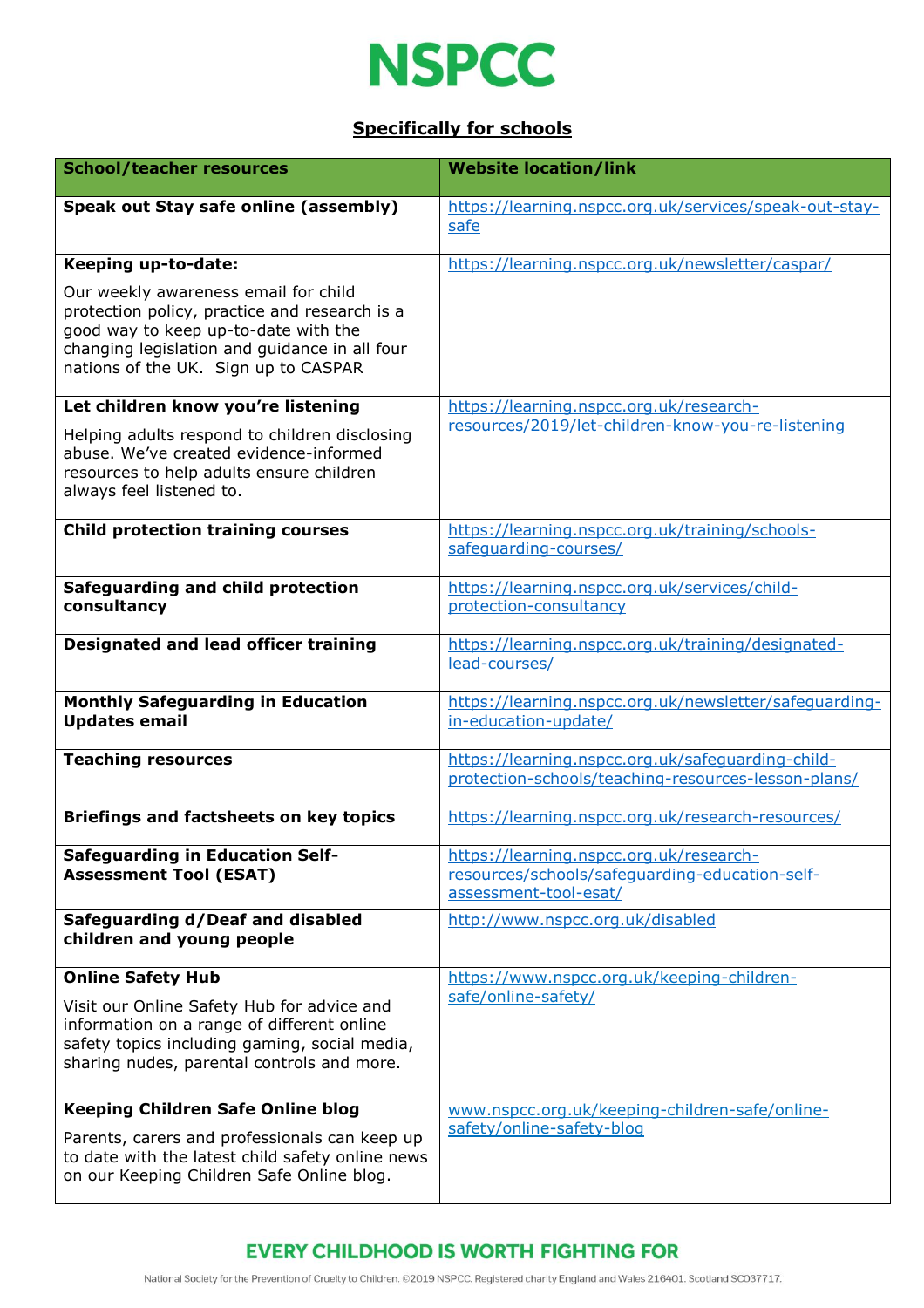NSPCC

## Specifically for schools

| School/teacher resources | Website location/link |
|---|---|
| **Speak out Stay safe online (assembly)** | https://learning.nspcc.org.uk/services/speak-out-stay-safe |
| **Keeping up-to-date:** Our weekly awareness email for child protection policy, practice and research is a good way to keep up-to-date with the changing legislation and guidance in all four nations of the UK. Sign up to CASPAR | https://learning.nspcc.org.uk/newsletter/caspar/ |
| **Let children know you're listening** Helping adults respond to children disclosing abuse. We've created evidence-informed resources to help adults ensure children always feel listened to. | https://learning.nspcc.org.uk/research-resources/2019/let-children-know-you-re-listening |
| **Child protection training courses** | https://learning.nspcc.org.uk/training/schools-safeguarding-courses/ |
| **Safeguarding and child protection consultancy** | https://learning.nspcc.org.uk/services/child-protection-consultancy |
| **Designated and lead officer training** | https://learning.nspcc.org.uk/training/designated-lead-courses/ |
| **Monthly Safeguarding in Education Updates email** | https://learning.nspcc.org.uk/newsletter/safeguarding-in-education-update/ |
| **Teaching resources** | https://learning.nspcc.org.uk/safeguarding-child-protection-schools/teaching-resources-lesson-plans/ |
| **Briefings and factsheets on key topics** | https://learning.nspcc.org.uk/research-resources/ |
| **Safeguarding in Education Self-Assessment Tool (ESAT)** | https://learning.nspcc.org.uk/research-resources/schools/safeguarding-education-self-assessment-tool-esat/ |
| **Safeguarding d/Deaf and disabled children and young people** | http://www.nspcc.org.uk/disabled |
| **Online Safety Hub** Visit our Online Safety Hub for advice and information on a range of different online safety topics including gaming, social media, sharing nudes, parental controls and more. | https://www.nspcc.org.uk/keeping-children-safe/online-safety/ |
| **Keeping Children Safe Online blog** Parents, carers and professionals can keep up to date with the latest child safety online news on our Keeping Children Safe Online blog. | www.nspcc.org.uk/keeping-children-safe/online-safety/online-safety-blog |

EVERY CHILDHOOD IS WORTH FIGHTING FOR

National Society for the Prevention of Cruelty to Children. ©2019 NSPCC. Registered charity England and Wales 216401. Scotland SC037717.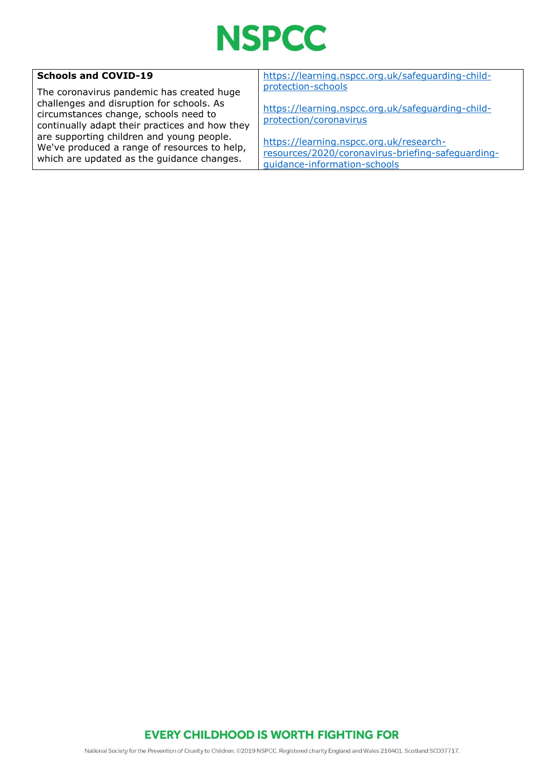| | |
|---|---|
| **Schools and COVID-19**<br>The coronavirus pandemic has created huge challenges and disruption for schools. As circumstances change, schools need to continually adapt their practices and how they are supporting children and young people. We've produced a range of resources to help, which are updated as the guidance changes. | https://learning.nspcc.org.uk/safeguarding-child-protection-schools<br><br>https://learning.nspcc.org.uk/safeguarding-child-protection/coronavirus<br><br>https://learning.nspcc.org.uk/research-resources/2020/coronavirus-briefing-safeguarding-guidance-information-schools |